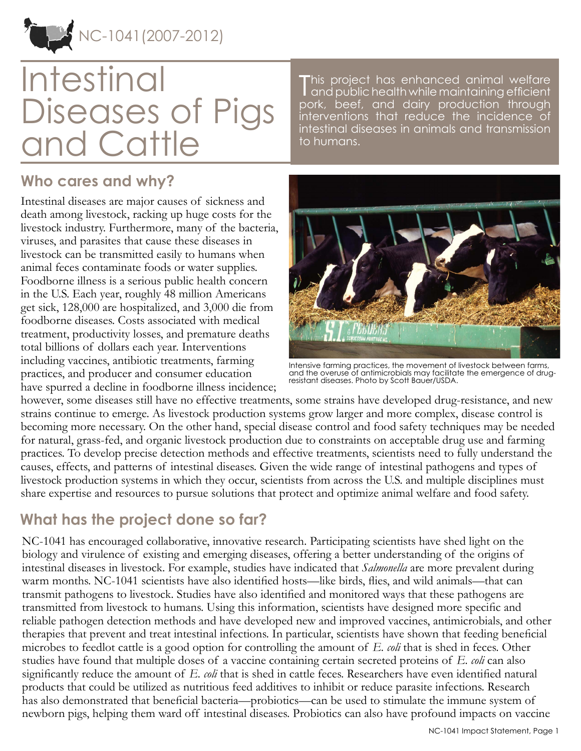NC-1041 (2007-2012)

# Intestinal Diseases of Pigs and Cattle

This project has enhanced animal welfare and public health while maintaining efficient pork, beef, and dairy production through interventions that reduce the incidence of intestinal diseases in animals and transmission to humans.

## Who cares and why?

Intestinal diseases are major causes of sickness and death among livestock, racking up huge costs for the livestock industry. Furthermore, many of the bacteria, viruses, and parasites that cause these diseases in livestock can be transmitted easily to humans when animal feces contaminate foods or water supplies. Foodborne illness is a serious public health concern in the U.S. Each year, roughly 48 million Americans get sick, 128,000 are hospitalized, and 3,000 die from foodborne diseases. Costs associated with medical treatment, productivity losses, and premature deaths total billions of dollars each year. Interventions including vaccines, antibiotic treatments, farming practices, and producer and consumer education have spurred a decline in foodborne illness incidence; however, some diseases still have no effective treatments, some strains have developed drug-resistance, and new strains continue to emerge. As livestock production systems grow larger and more complex, disease control is becoming more necessary. On the other hand, special disease control and food safety techniques may be needed for natural, grass-fed, and organic livestock production due to constraints on acceptable drug use and farming practices. To develop precise detection methods and effective treatments, scientists need to fully understand the causes, effects, and patterns of intestinal diseases. Given the wide range of intestinal pathogens and types of livestock production systems in which they occur, scientists from across the U.S. and multiple disciplines must share expertise and resources to pursue solutions that protect and optimize animal welfare and food safety.

Intensive farming practices, the movement of livestock between farms, and the overuse of antimicrobials may facilitate the emergence of drug-resistant diseases. Photo by Scott Bauer/USDA.

## What has the project done so far?

NC-1041 has encouraged collaborative, innovative research. Participating scientists have shed light on the biology and virulence of existing and emerging diseases, offering a better understanding of the origins of intestinal diseases in livestock. For example, studies have indicated that *Salmonella* are more prevalent during warm months. NC-1041 scientists have also identified hosts—like birds, flies, and wild animals—that can transmit pathogens to livestock. Studies have also identified and monitored ways that these pathogens are transmitted from livestock to humans. Using this information, scientists have designed more specific and reliable pathogen detection methods and have developed new and improved vaccines, antimicrobials, and other therapies that prevent and treat intestinal infections. In particular, scientists have shown that feeding beneficial microbes to feedlot cattle is a good option for controlling the amount of *E. coli* that is shed in feces. Other studies have found that multiple doses of a vaccine containing certain secreted proteins of *E. coli* can also significantly reduce the amount of *E. coli* that is shed in cattle feces. Researchers have even identified natural products that could be utilized as nutritious feed additives to inhibit or reduce parasite infections. Research has also demonstrated that beneficial bacteria—probiotics—can be used to stimulate the immune system of newborn pigs, helping them ward off intestinal diseases. Probiotics can also have profound impacts on vaccine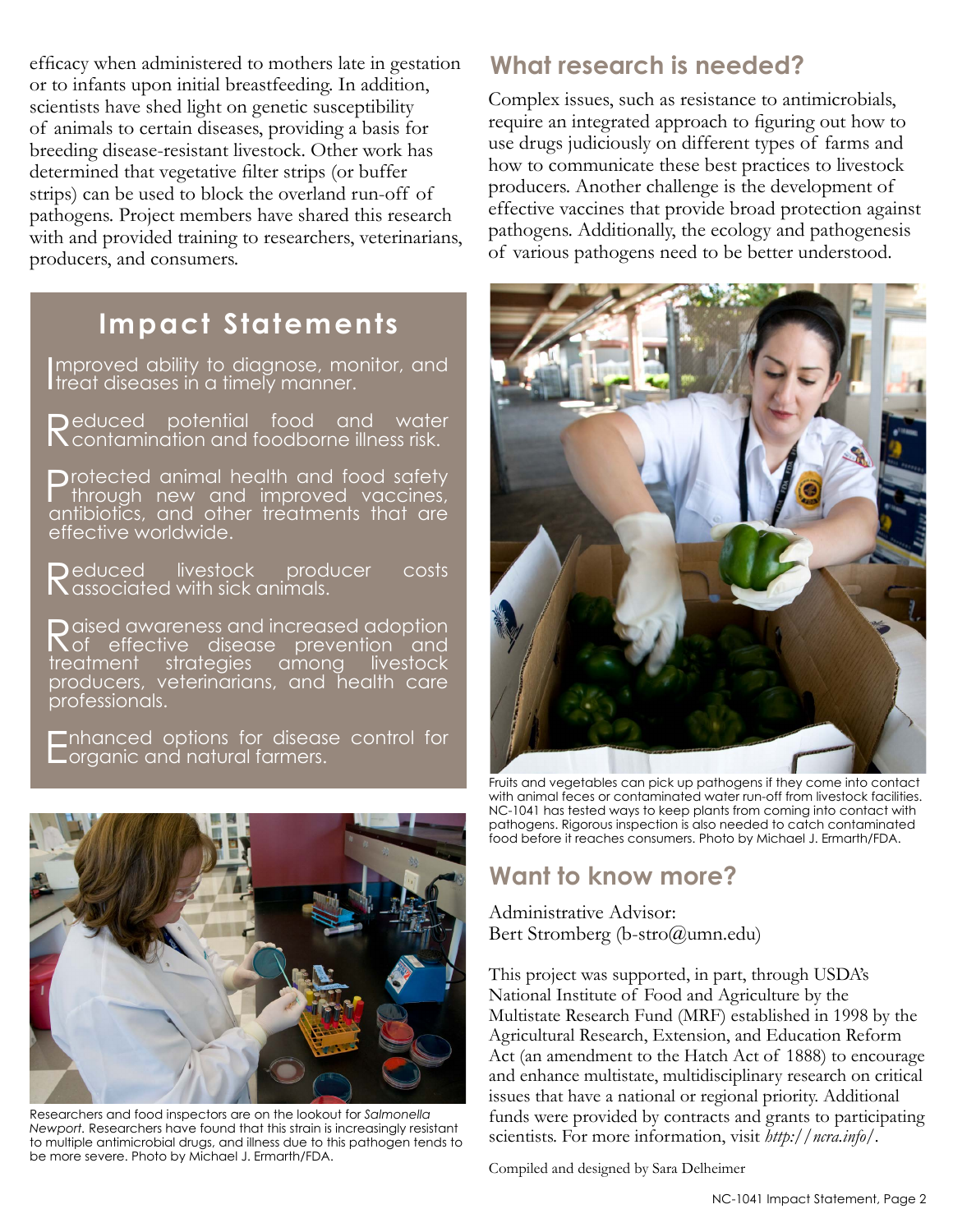efficacy when administered to mothers late in gestation or to infants upon initial breastfeeding. In addition, scientists have shed light on genetic susceptibility of animals to certain diseases, providing a basis for breeding disease-resistant livestock. Other work has determined that vegetative filter strips (or buffer strips) can be used to block the overland run-off of pathogens. Project members have shared this research with and provided training to researchers, veterinarians, producers, and consumers.

## Impact Statements

Improved ability to diagnose, monitor, and treat diseases in a timely manner.

Reduced potential food and water contamination and foodborne illness risk.

Protected animal health and food safety through new and improved vaccines, antibiotics, and other treatments that are effective worldwide.

Reduced livestock producer costs associated with sick animals.

Raised awareness and increased adoption of effective disease prevention and treatment strategies among livestock producers, veterinarians, and health care professionals.

Enhanced options for disease control for organic and natural farmers.

Researchers and food inspectors are on the lookout for *Salmonella Newport*. Researchers have found that this strain is increasingly resistant to multiple antimicrobial drugs, and illness due to this pathogen tends to be more severe. Photo by Michael J. Ermarth/FDA.

## What research is needed?

Complex issues, such as resistance to antimicrobials, require an integrated approach to figuring out how to use drugs judiciously on different types of farms and how to communicate these best practices to livestock producers. Another challenge is the development of effective vaccines that provide broad protection against pathogens. Additionally, the ecology and pathogenesis of various pathogens need to be better understood.

Fruits and vegetables can pick up pathogens if they come into contact with animal feces or contaminated water run-off from livestock facilities. NC-1041 has tested ways to keep plants from coming into contact with pathogens. Rigorous inspection is also needed to catch contaminated food before it reaches consumers. Photo by Michael J. Ermarth/FDA.

## Want to know more?

Administrative Advisor:
Bert Stromberg (b-stro@umn.edu)

This project was supported, in part, through USDA's National Institute of Food and Agriculture by the Multistate Research Fund (MRF) established in 1998 by the Agricultural Research, Extension, and Education Reform Act (an amendment to the Hatch Act of 1888) to encourage and enhance multistate, multidisciplinary research on critical issues that have a national or regional priority. Additional funds were provided by contracts and grants to participating scientists. For more information, visit *http://ncra.info/*.

Compiled and designed by Sara Delheimer